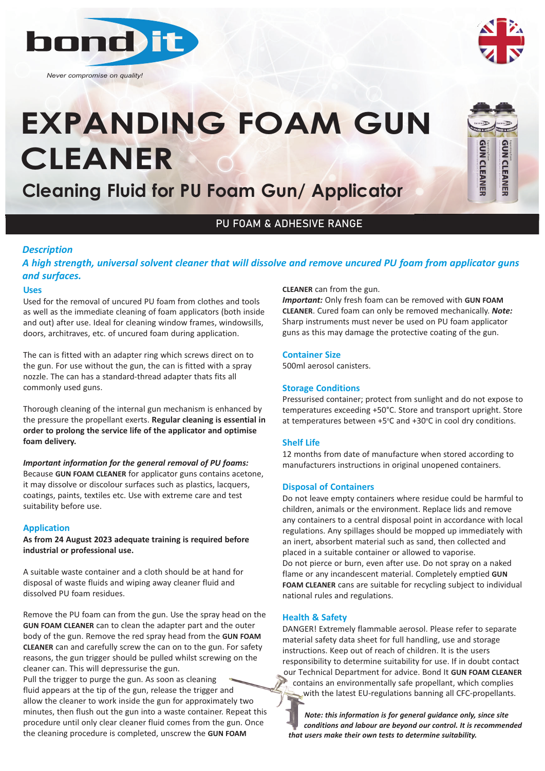bond it

*Never compromise on quality!*

# EXPANDING FOAM GUN CLEANER

## Cleaning Fluid for PU Foam Gun/ Applicator

PU FOAM & ADHESIVE RANGE

### *Description*

***A high strength, universal solvent cleaner that will dissolve and remove uncured PU foam from applicator guns and surfaces.***

### Uses

Used for the removal of uncured PU foam from clothes and tools as well as the immediate cleaning of foam applicators (both inside and out) after use. Ideal for cleaning window frames, windowsills, doors, architraves, etc. of uncured foam during application.

The can is fitted with an adapter ring which screws direct on to the gun. For use without the gun, the can is fitted with a spray nozzle. The can has a standard-thread adapter thats fits all commonly used guns.

Thorough cleaning of the internal gun mechanism is enhanced by the pressure the propellant exerts. **Regular cleaning is essential in order to prolong the service life of the applicator and optimise foam delivery.**

***Important information for the general removal of PU foams:***
Because **GUN FOAM CLEANER** for applicator guns contains acetone, it may dissolve or discolour surfaces such as plastics, lacquers, coatings, paints, textiles etc. Use with extreme care and test suitability before use.

### Application

**As from 24 August 2023 adequate training is required before industrial or professional use.**

A suitable waste container and a cloth should be at hand for disposal of waste fluids and wiping away cleaner fluid and dissolved PU foam residues.

Remove the PU foam can from the gun. Use the spray head on the **GUN FOAM CLEANER** can to clean the adapter part and the outer body of the gun. Remove the red spray head from the **GUN FOAM CLEANER** can and carefully screw the can on to the gun. For safety reasons, the gun trigger should be pulled whilst screwing on the cleaner can. This will depressurise the gun.
Pull the trigger to purge the gun. As soon as cleaning fluid appears at the tip of the gun, release the trigger and allow the cleaner to work inside the gun for approximately two minutes, then flush out the gun into a waste container. Repeat this procedure until only clear cleaner fluid comes from the gun. Once the cleaning procedure is completed, unscrew the **GUN FOAM CLEANER** can from the gun.
***Important:*** Only fresh foam can be removed with **GUN FOAM CLEANER**. Cured foam can only be removed mechanically. ***Note:*** Sharp instruments must never be used on PU foam applicator guns as this may damage the protective coating of the gun.

### Container Size

500ml aerosol canisters.

### Storage Conditions

Pressurised container; protect from sunlight and do not expose to temperatures exceeding +50°C. Store and transport upright. Store at temperatures between +5°C and +30°C in cool dry conditions.

### Shelf Life

12 months from date of manufacture when stored according to manufacturers instructions in original unopened containers.

### Disposal of Containers

Do not leave empty containers where residue could be harmful to children, animals or the environment. Replace lids and remove any containers to a central disposal point in accordance with local regulations. Any spillages should be mopped up immediately with an inert, absorbent material such as sand, then collected and placed in a suitable container or allowed to vaporise.
Do not pierce or burn, even after use. Do not spray on a naked flame or any incandescent material. Completely emptied **GUN FOAM CLEANER** cans are suitable for recycling subject to individual national rules and regulations.

### Health & Safety

DANGER! Extremely flammable aerosol. Please refer to separate material safety data sheet for full handling, use and storage instructions. Keep out of reach of children. It is the users responsibility to determine suitability for use. If in doubt contact our Technical Department for advice. Bond It **GUN FOAM CLEANER** contains an environmentally safe propellant, which complies with the latest EU-regulations banning all CFC-propellants.

***Note: this information is for general guidance only, since site conditions and labour are beyond our control. It is recommended that users make their own tests to determine suitability.***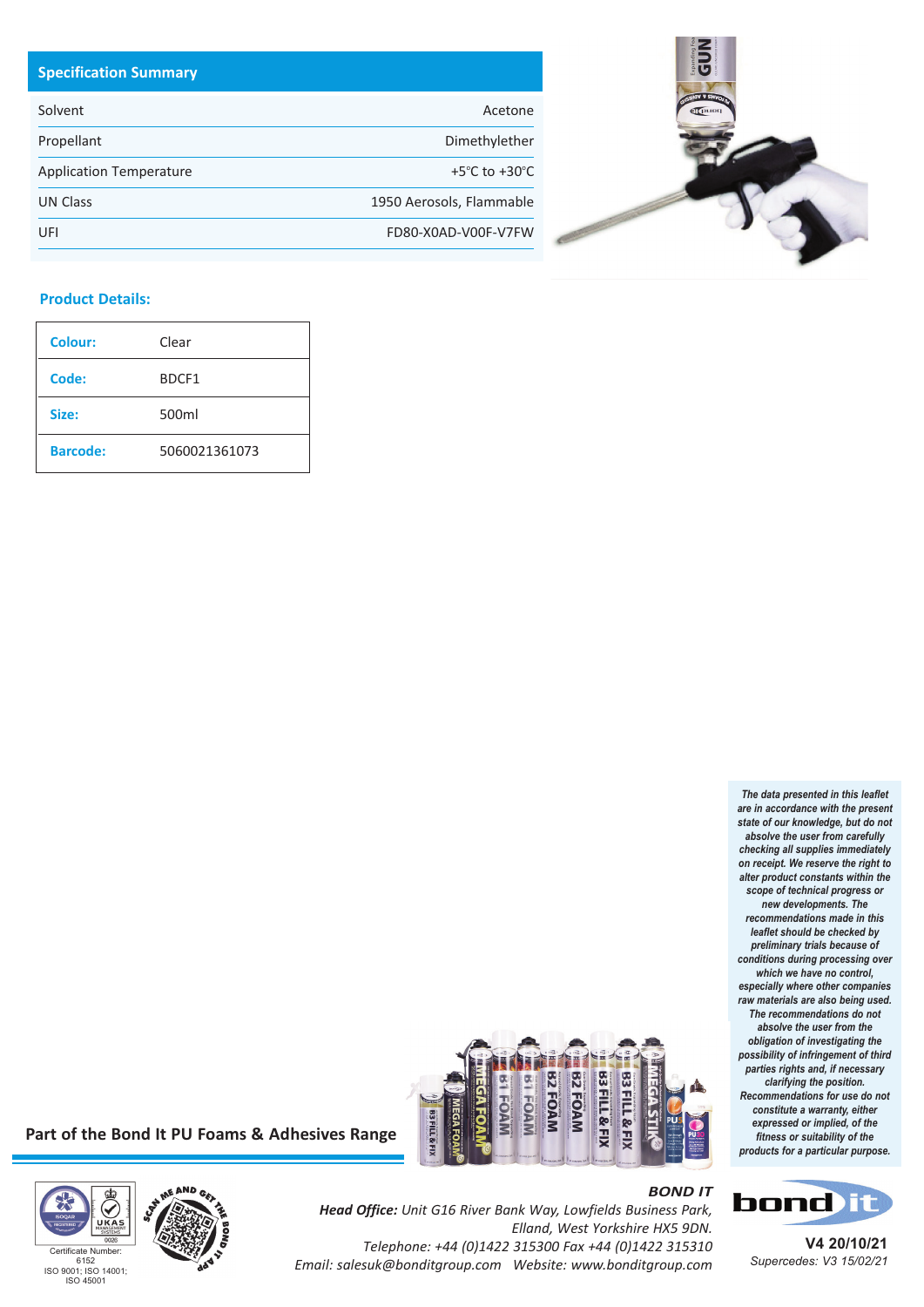## Specification Summary

| | |
|---|---|
| Solvent | Acetone |
| Propellant | Dimethylether |
| Application Temperature | +5°C to +30°C |
| UN Class | 1950 Aerosols, Flammable |
| UFI | FD80-X0AD-V00F-V7FW |

### Product Details:

| | |
|---|---|
| **Colour:** | Clear |
| **Code:** | BDCF1 |
| **Size:** | 500ml |
| **Barcode:** | 5060021361073 |

*The data presented in this leaflet are in accordance with the present state of our knowledge, but do not absolve the user from carefully checking all supplies immediately on receipt. We reserve the right to alter product constants within the scope of technical progress or new developments. The recommendations made in this leaflet should be checked by preliminary trials because of conditions during processing over which we have no control, especially where other companies raw materials are also being used. The recommendations do not absolve the user from the obligation of investigating the possibility of infringement of third parties rights and, if necessary clarifying the position. Recommendations for use do not constitute a warranty, either expressed or implied, of the fitness or suitability of the products for a particular purpose.*

**Part of the Bond It PU Foams & Adhesives Range**

Certificate Number: 6152
ISO 9001; ISO 14001; ISO 45001

SCAN ME AND GET THE BOND IT APP

***BOND IT***
***Head Office:*** *Unit G16 River Bank Way, Lowfields Business Park, Elland, West Yorkshire HX5 9DN.*
*Telephone: +44 (0)1422 315300 Fax +44 (0)1422 315310*
*Email: salesuk@bonditgroup.com Website: www.bonditgroup.com*

bond it

**V4 20/10/21**
*Supercedes: V3 15/02/21*